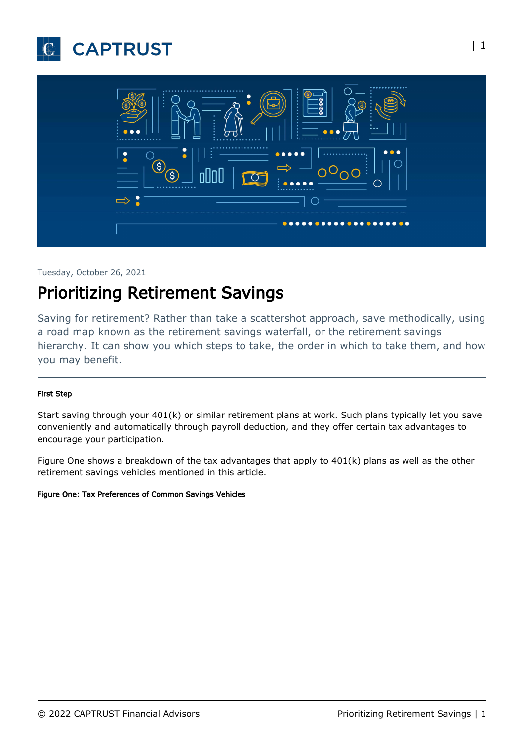Tuesday, October 26, 2021

# Prioritizing Retirement Savings

Saving for retirement? Rather than take a scattershot approach, save methodically, using a road map known as the retirement savings waterfall, or the retirement savings hierarchy. It can show you which steps to take, the order in which to take them, and how you may benefit.

#### First Step

Start saving through your 401(k) or similar retirement plans at work. Such plans typically let you save conveniently and automatically through payroll deduction, and they offer certain tax advantages to encourage your participation.

Figure One shows a breakdown of the tax advantages that apply to 401(k) plans as well as the other retirement savings vehicles mentioned in this article.

**Figure One: Tax Preferences of Common Savings Vehicles**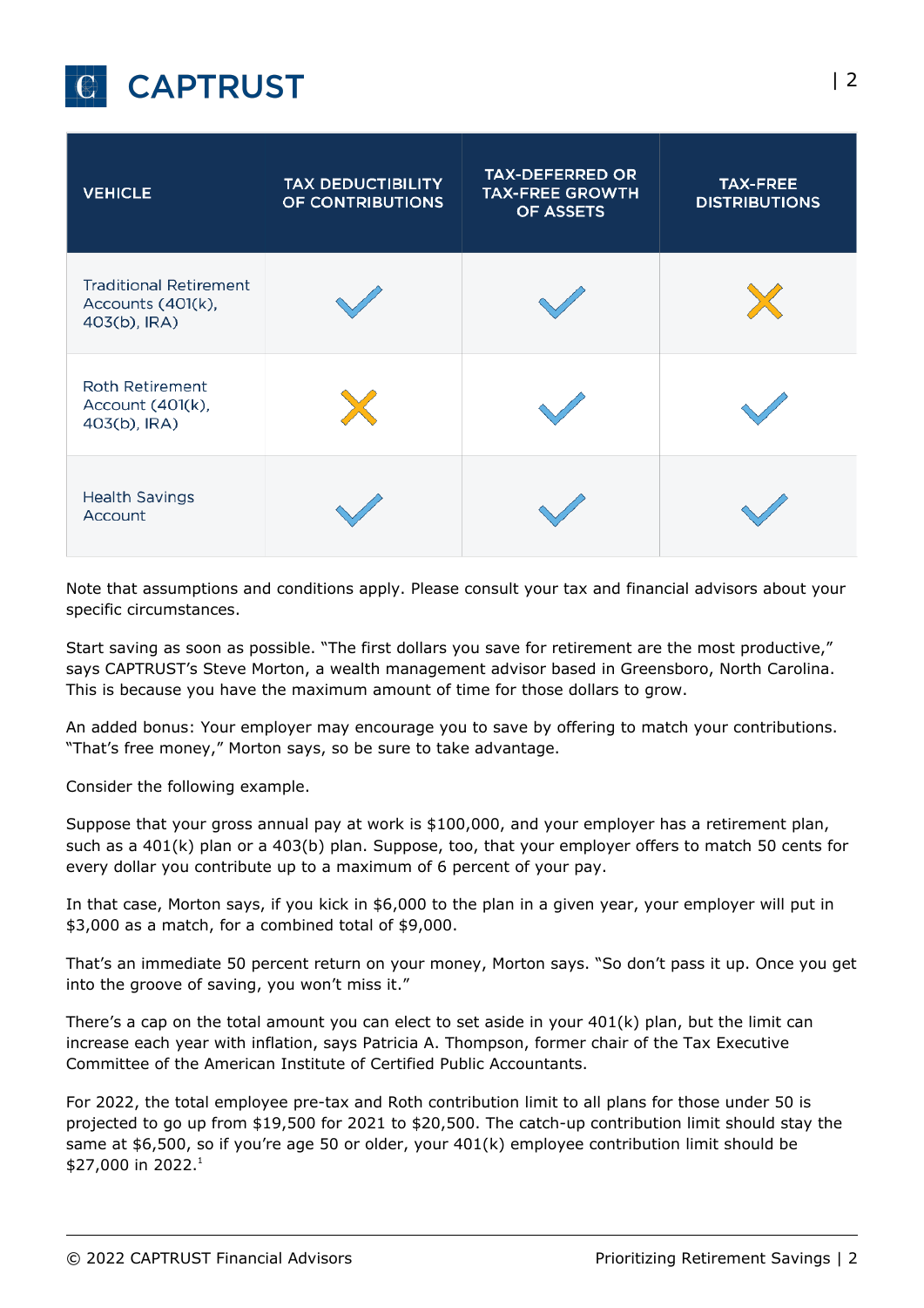| VEHICLE | TAX DEDUCTIBILITY OF CONTRIBUTIONS | TAX-DEFERRED OR TAX-FREE GROWTH OF ASSETS | TAX-FREE DISTRIBUTIONS |
|---|---|---|---|
| Traditional Retirement Accounts (401(k), 403(b), IRA) | ✓ | ✓ | ✗ |
| Roth Retirement Account (401(k), 403(b), IRA) | ✗ | ✓ | ✓ |
| Health Savings Account | ✓ | ✓ | ✓ |

Note that assumptions and conditions apply. Please consult your tax and financial advisors about your specific circumstances.

Start saving as soon as possible. "The first dollars you save for retirement are the most productive," says CAPTRUST's Steve Morton, a wealth management advisor based in Greensboro, North Carolina. This is because you have the maximum amount of time for those dollars to grow.

An added bonus: Your employer may encourage you to save by offering to match your contributions. "That's free money," Morton says, so be sure to take advantage.

Consider the following example.

Suppose that your gross annual pay at work is $100,000, and your employer has a retirement plan, such as a 401(k) plan or a 403(b) plan. Suppose, too, that your employer offers to match 50 cents for every dollar you contribute up to a maximum of 6 percent of your pay.

In that case, Morton says, if you kick in $6,000 to the plan in a given year, your employer will put in $3,000 as a match, for a combined total of $9,000.

That's an immediate 50 percent return on your money, Morton says. "So don't pass it up. Once you get into the groove of saving, you won't miss it."

There's a cap on the total amount you can elect to set aside in your 401(k) plan, but the limit can increase each year with inflation, says Patricia A. Thompson, former chair of the Tax Executive Committee of the American Institute of Certified Public Accountants.

For 2022, the total employee pre-tax and Roth contribution limit to all plans for those under 50 is projected to go up from $19,500 for 2021 to $20,500. The catch-up contribution limit should stay the same at $6,500, so if you're age 50 or older, your 401(k) employee contribution limit should be $27,000 in 2022.[1]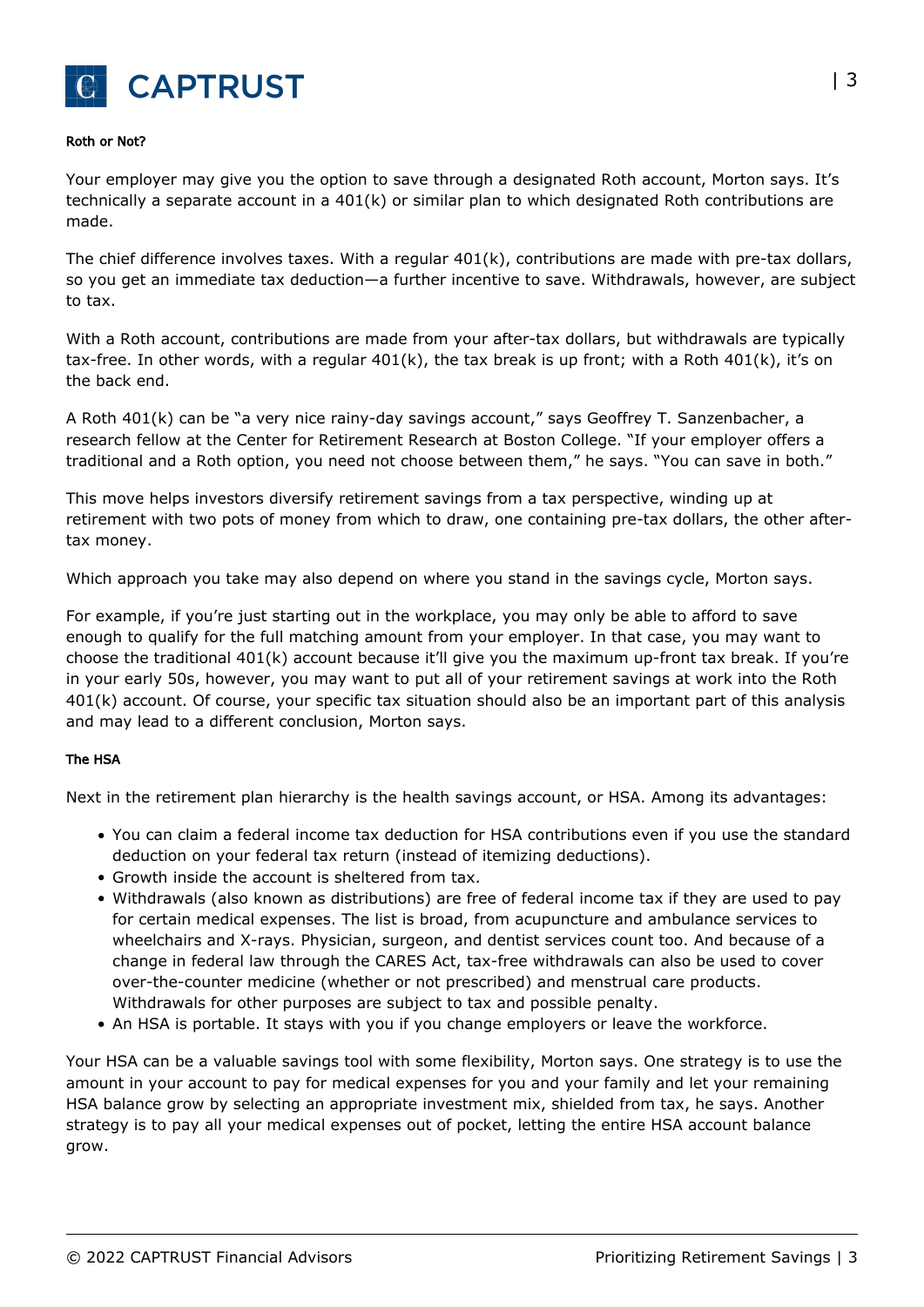### Roth or Not?

Your employer may give you the option to save through a designated Roth account, Morton says. It's technically a separate account in a 401(k) or similar plan to which designated Roth contributions are made.

The chief difference involves taxes. With a regular 401(k), contributions are made with pre-tax dollars, so you get an immediate tax deduction—a further incentive to save. Withdrawals, however, are subject to tax.

With a Roth account, contributions are made from your after-tax dollars, but withdrawals are typically tax-free. In other words, with a regular 401(k), the tax break is up front; with a Roth 401(k), it's on the back end.

A Roth 401(k) can be "a very nice rainy-day savings account," says Geoffrey T. Sanzenbacher, a research fellow at the Center for Retirement Research at Boston College. "If your employer offers a traditional and a Roth option, you need not choose between them," he says. "You can save in both."

This move helps investors diversify retirement savings from a tax perspective, winding up at retirement with two pots of money from which to draw, one containing pre-tax dollars, the other after-tax money.

Which approach you take may also depend on where you stand in the savings cycle, Morton says.

For example, if you're just starting out in the workplace, you may only be able to afford to save enough to qualify for the full matching amount from your employer. In that case, you may want to choose the traditional 401(k) account because it'll give you the maximum up-front tax break. If you're in your early 50s, however, you may want to put all of your retirement savings at work into the Roth 401(k) account. Of course, your specific tax situation should also be an important part of this analysis and may lead to a different conclusion, Morton says.

### The HSA

Next in the retirement plan hierarchy is the health savings account, or HSA. Among its advantages:

- You can claim a federal income tax deduction for HSA contributions even if you use the standard deduction on your federal tax return (instead of itemizing deductions).
- Growth inside the account is sheltered from tax.
- Withdrawals (also known as distributions) are free of federal income tax if they are used to pay for certain medical expenses. The list is broad, from acupuncture and ambulance services to wheelchairs and X-rays. Physician, surgeon, and dentist services count too. And because of a change in federal law through the CARES Act, tax-free withdrawals can also be used to cover over-the-counter medicine (whether or not prescribed) and menstrual care products. Withdrawals for other purposes are subject to tax and possible penalty.
- An HSA is portable. It stays with you if you change employers or leave the workforce.

Your HSA can be a valuable savings tool with some flexibility, Morton says. One strategy is to use the amount in your account to pay for medical expenses for you and your family and let your remaining HSA balance grow by selecting an appropriate investment mix, shielded from tax, he says. Another strategy is to pay all your medical expenses out of pocket, letting the entire HSA account balance grow.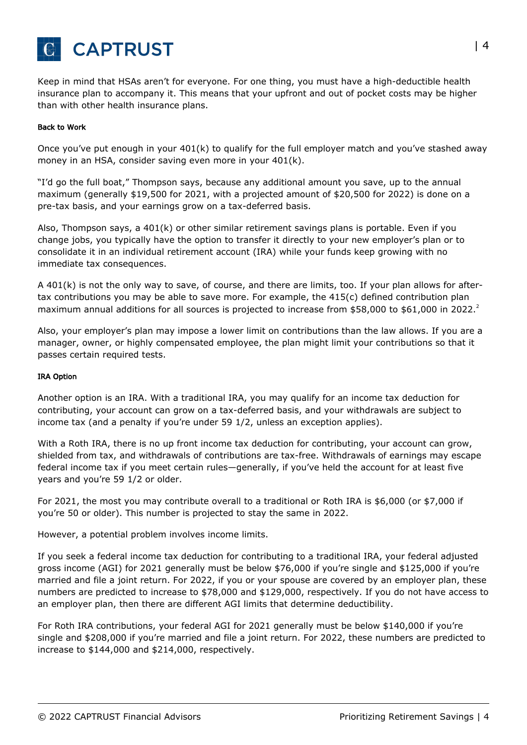Keep in mind that HSAs aren't for everyone. For one thing, you must have a high-deductible health insurance plan to accompany it. This means that your upfront and out of pocket costs may be higher than with other health insurance plans.

#### Back to Work

Once you've put enough in your 401(k) to qualify for the full employer match and you've stashed away money in an HSA, consider saving even more in your 401(k).

"I'd go the full boat," Thompson says, because any additional amount you save, up to the annual maximum (generally $19,500 for 2021, with a projected amount of $20,500 for 2022) is done on a pre-tax basis, and your earnings grow on a tax-deferred basis.

Also, Thompson says, a 401(k) or other similar retirement savings plans is portable. Even if you change jobs, you typically have the option to transfer it directly to your new employer's plan or to consolidate it in an individual retirement account (IRA) while your funds keep growing with no immediate tax consequences.

A 401(k) is not the only way to save, of course, and there are limits, too. If your plan allows for after-tax contributions you may be able to save more. For example, the 415(c) defined contribution plan maximum annual additions for all sources is projected to increase from $58,000 to $61,000 in 2022.[2]

Also, your employer's plan may impose a lower limit on contributions than the law allows. If you are a manager, owner, or highly compensated employee, the plan might limit your contributions so that it passes certain required tests.

#### IRA Option

Another option is an IRA. With a traditional IRA, you may qualify for an income tax deduction for contributing, your account can grow on a tax-deferred basis, and your withdrawals are subject to income tax (and a penalty if you're under 59 1/2, unless an exception applies).

With a Roth IRA, there is no up front income tax deduction for contributing, your account can grow, shielded from tax, and withdrawals of contributions are tax-free. Withdrawals of earnings may escape federal income tax if you meet certain rules—generally, if you've held the account for at least five years and you're 59 1/2 or older.

For 2021, the most you may contribute overall to a traditional or Roth IRA is $6,000 (or $7,000 if you're 50 or older). This number is projected to stay the same in 2022.

However, a potential problem involves income limits.

If you seek a federal income tax deduction for contributing to a traditional IRA, your federal adjusted gross income (AGI) for 2021 generally must be below $76,000 if you're single and $125,000 if you're married and file a joint return. For 2022, if you or your spouse are covered by an employer plan, these numbers are predicted to increase to $78,000 and $129,000, respectively. If you do not have access to an employer plan, then there are different AGI limits that determine deductibility.

For Roth IRA contributions, your federal AGI for 2021 generally must be below $140,000 if you're single and $208,000 if you're married and file a joint return. For 2022, these numbers are predicted to increase to $144,000 and $214,000, respectively.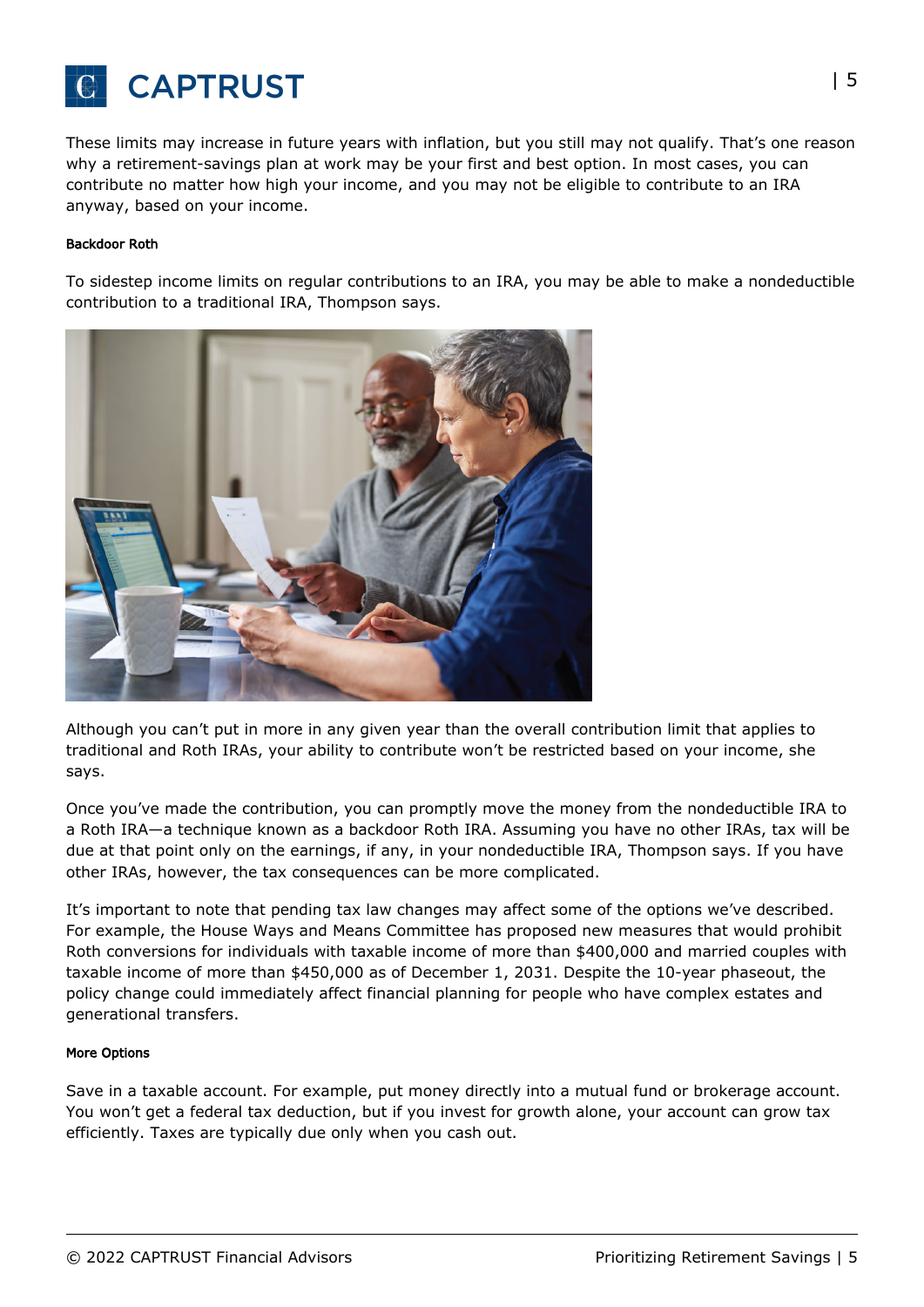These limits may increase in future years with inflation, but you still may not qualify. That's one reason why a retirement-savings plan at work may be your first and best option. In most cases, you can contribute no matter how high your income, and you may not be eligible to contribute to an IRA anyway, based on your income.

#### Backdoor Roth

To sidestep income limits on regular contributions to an IRA, you may be able to make a nondeductible contribution to a traditional IRA, Thompson says.

Although you can't put in more in any given year than the overall contribution limit that applies to traditional and Roth IRAs, your ability to contribute won't be restricted based on your income, she says.

Once you've made the contribution, you can promptly move the money from the nondeductible IRA to a Roth IRA—a technique known as a backdoor Roth IRA. Assuming you have no other IRAs, tax will be due at that point only on the earnings, if any, in your nondeductible IRA, Thompson says. If you have other IRAs, however, the tax consequences can be more complicated.

It's important to note that pending tax law changes may affect some of the options we've described. For example, the House Ways and Means Committee has proposed new measures that would prohibit Roth conversions for individuals with taxable income of more than $400,000 and married couples with taxable income of more than $450,000 as of December 1, 2031. Despite the 10-year phaseout, the policy change could immediately affect financial planning for people who have complex estates and generational transfers.

#### More Options

Save in a taxable account. For example, put money directly into a mutual fund or brokerage account. You won't get a federal tax deduction, but if you invest for growth alone, your account can grow tax efficiently. Taxes are typically due only when you cash out.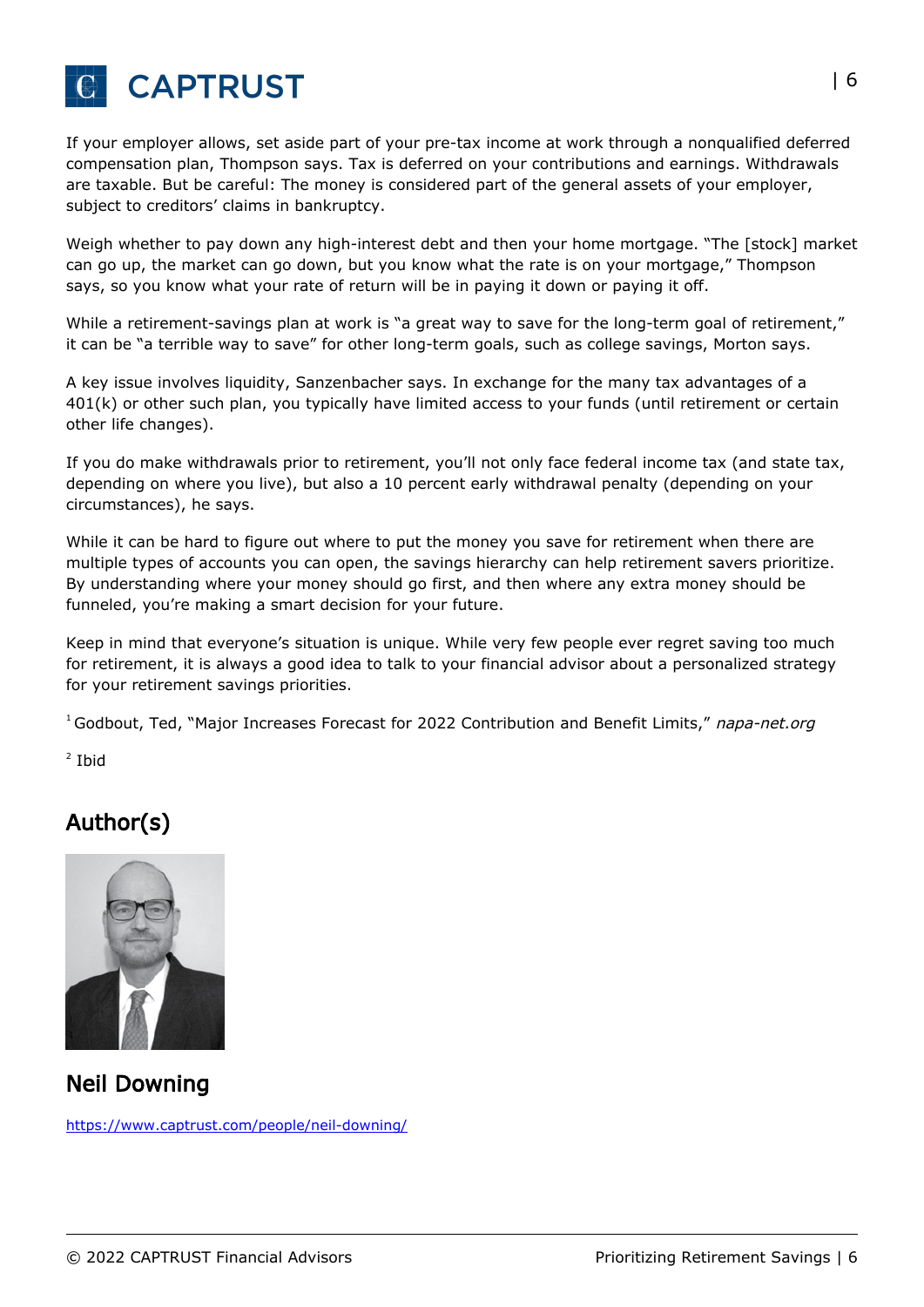If your employer allows, set aside part of your pre-tax income at work through a nonqualified deferred compensation plan, Thompson says. Tax is deferred on your contributions and earnings. Withdrawals are taxable. But be careful: The money is considered part of the general assets of your employer, subject to creditors' claims in bankruptcy.

Weigh whether to pay down any high-interest debt and then your home mortgage. "The [stock] market can go up, the market can go down, but you know what the rate is on your mortgage," Thompson says, so you know what your rate of return will be in paying it down or paying it off.

While a retirement-savings plan at work is "a great way to save for the long-term goal of retirement," it can be "a terrible way to save" for other long-term goals, such as college savings, Morton says.

A key issue involves liquidity, Sanzenbacher says. In exchange for the many tax advantages of a 401(k) or other such plan, you typically have limited access to your funds (until retirement or certain other life changes).

If you do make withdrawals prior to retirement, you'll not only face federal income tax (and state tax, depending on where you live), but also a 10 percent early withdrawal penalty (depending on your circumstances), he says.

While it can be hard to figure out where to put the money you save for retirement when there are multiple types of accounts you can open, the savings hierarchy can help retirement savers prioritize. By understanding where your money should go first, and then where any extra money should be funneled, you're making a smart decision for your future.

Keep in mind that everyone's situation is unique. While very few people ever regret saving too much for retirement, it is always a good idea to talk to your financial advisor about a personalized strategy for your retirement savings priorities.

[1] Godbout, Ted, "Major Increases Forecast for 2022 Contribution and Benefit Limits," *napa-net.org*

[2] Ibid

## Author(s)

### Neil Downing

https://www.captrust.com/people/neil-downing/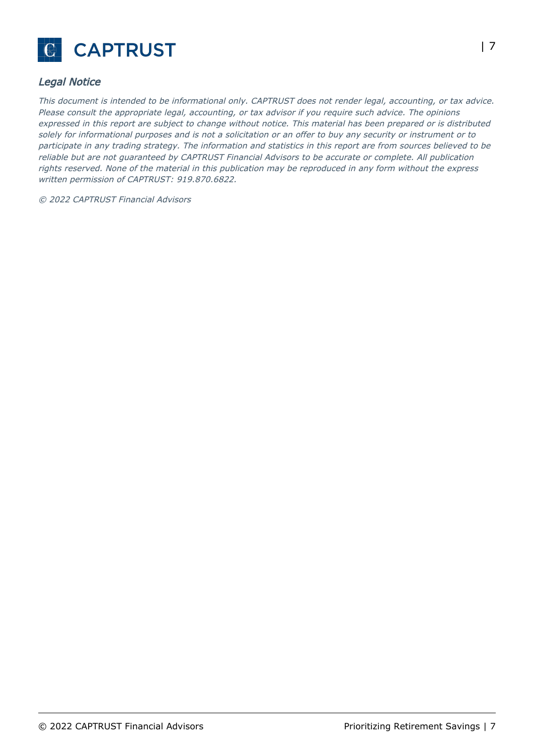## *Legal Notice*

*This document is intended to be informational only. CAPTRUST does not render legal, accounting, or tax advice. Please consult the appropriate legal, accounting, or tax advisor if you require such advice. The opinions expressed in this report are subject to change without notice. This material has been prepared or is distributed solely for informational purposes and is not a solicitation or an offer to buy any security or instrument or to participate in any trading strategy. The information and statistics in this report are from sources believed to be reliable but are not guaranteed by CAPTRUST Financial Advisors to be accurate or complete. All publication rights reserved. None of the material in this publication may be reproduced in any form without the express written permission of CAPTRUST: 919.870.6822.*

*© 2022 CAPTRUST Financial Advisors*